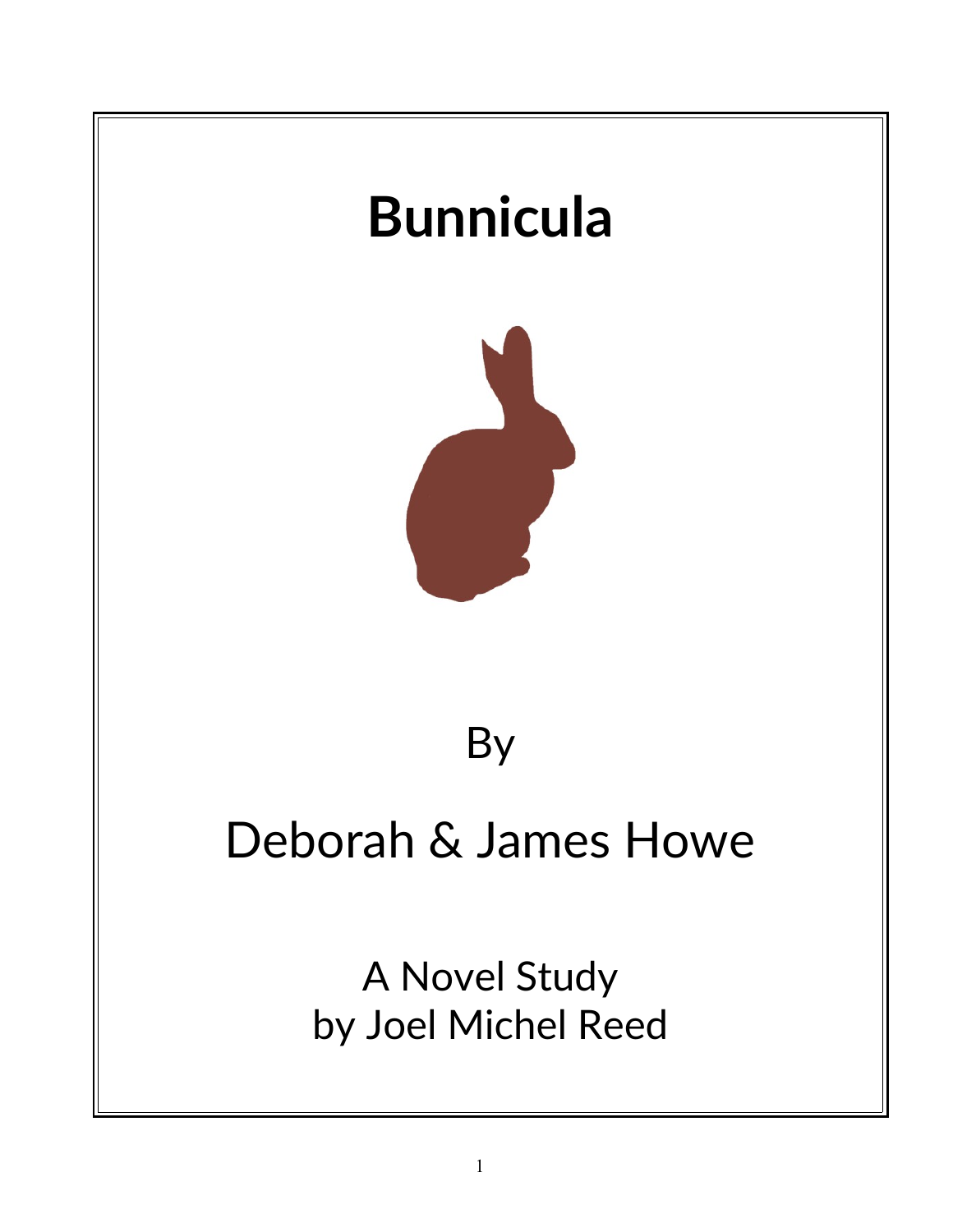# Bunnicula

By

Deborah & James Howe

A Novel Study
by Joel Michel Reed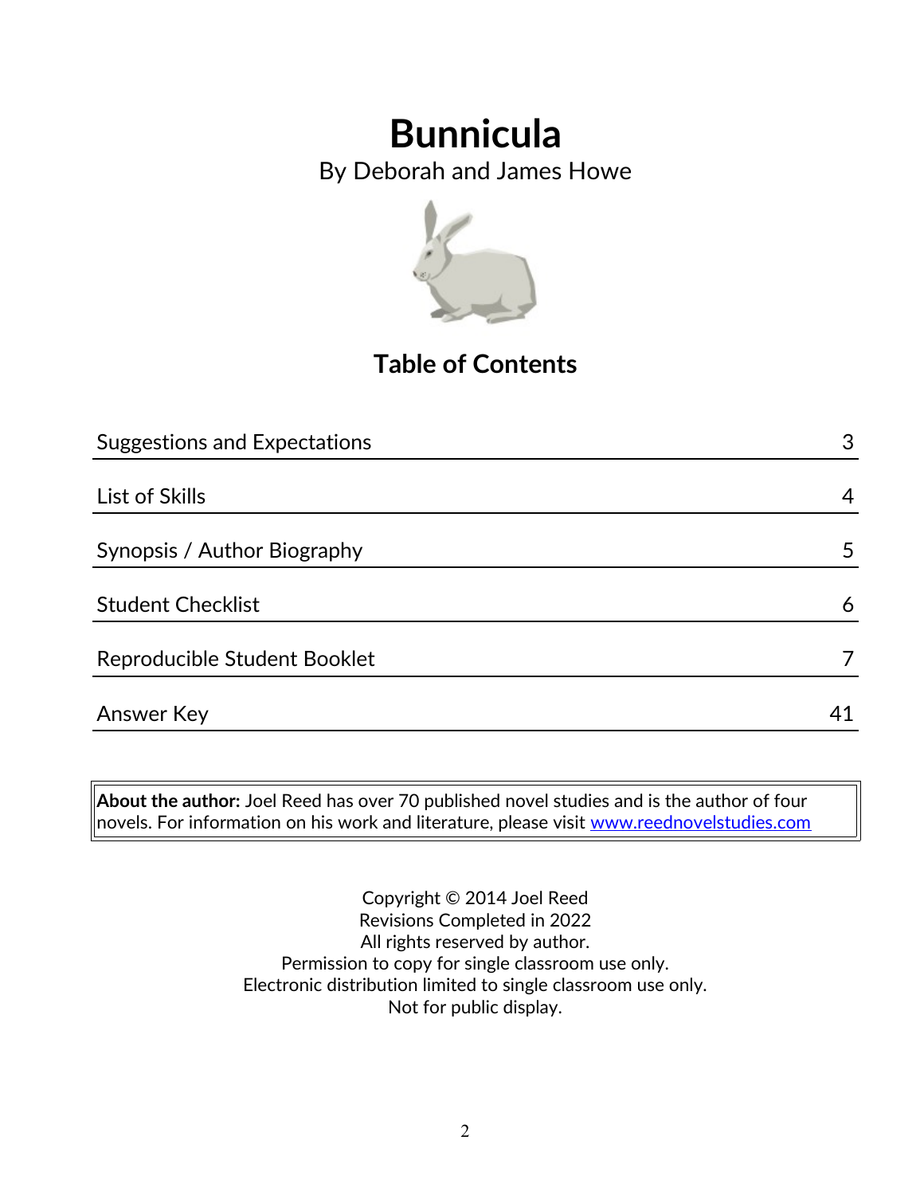# Bunnicula

By Deborah and James Howe

## Table of Contents

| | |
|---|---|
| Suggestions and Expectations | 3 |
| List of Skills | 4 |
| Synopsis / Author Biography | 5 |
| Student Checklist | 6 |
| Reproducible Student Booklet | 7 |
| Answer Key | 41 |

**About the author:** Joel Reed has over 70 published novel studies and is the author of four novels. For information on his work and literature, please visit www.reednovelstudies.com

Copyright © 2014 Joel Reed
Revisions Completed in 2022
All rights reserved by author.
Permission to copy for single classroom use only.
Electronic distribution limited to single classroom use only.
Not for public display.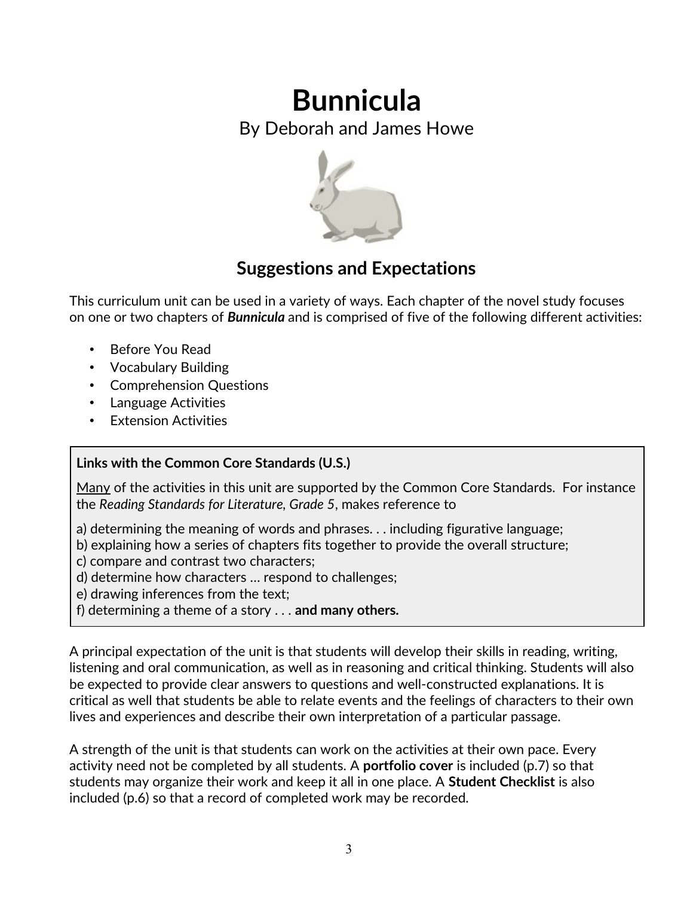# Bunnicula

By Deborah and James Howe

## Suggestions and Expectations

This curriculum unit can be used in a variety of ways. Each chapter of the novel study focuses on one or two chapters of ***Bunnicula*** and is comprised of five of the following different activities:

- Before You Read
- Vocabulary Building
- Comprehension Questions
- Language Activities
- Extension Activities

**Links with the Common Core Standards (U.S.)**

<u>Many</u> of the activities in this unit are supported by the Common Core Standards. For instance the *Reading Standards for Literature, Grade 5*, makes reference to

a) determining the meaning of words and phrases. . . including figurative language;
b) explaining how a series of chapters fits together to provide the overall structure;
c) compare and contrast two characters;
d) determine how characters … respond to challenges;
e) drawing inferences from the text;
f) determining a theme of a story . . . **and many others.**

A principal expectation of the unit is that students will develop their skills in reading, writing, listening and oral communication, as well as in reasoning and critical thinking. Students will also be expected to provide clear answers to questions and well-constructed explanations. It is critical as well that students be able to relate events and the feelings of characters to their own lives and experiences and describe their own interpretation of a particular passage.

A strength of the unit is that students can work on the activities at their own pace. Every activity need not be completed by all students. A **portfolio cover** is included (p.7) so that students may organize their work and keep it all in one place. A **Student Checklist** is also included (p.6) so that a record of completed work may be recorded.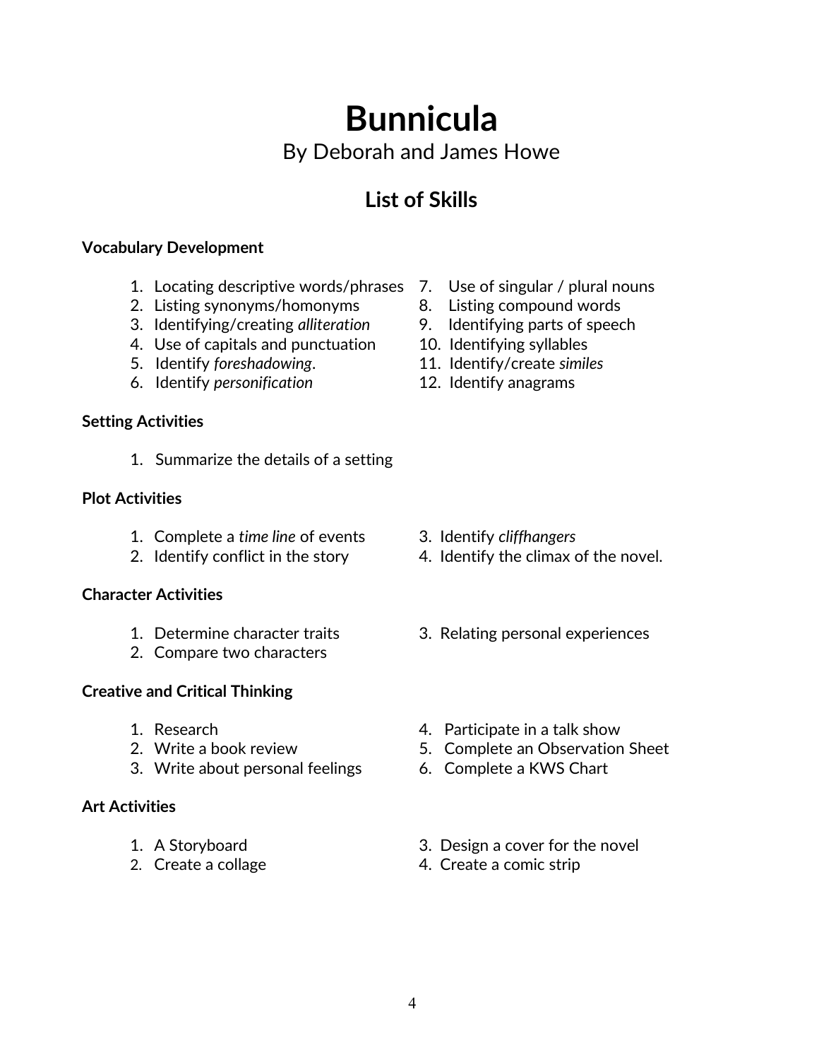# Bunnicula

By Deborah and James Howe

## List of Skills

**Vocabulary Development**

1. Locating descriptive words/phrases
2. Listing synonyms/homonyms
3. Identifying/creating *alliteration*
4. Use of capitals and punctuation
5. Identify *foreshadowing*.
6. Identify *personification*
7. Use of singular / plural nouns
8. Listing compound words
9. Identifying parts of speech
10. Identifying syllables
11. Identify/create *similes*
12. Identify anagrams

**Setting Activities**

1. Summarize the details of a setting

**Plot Activities**

1. Complete a *time line* of events
2. Identify conflict in the story
3. Identify *cliffhangers*
4. Identify the climax of the novel.

**Character Activities**

1. Determine character traits
2. Compare two characters
3. Relating personal experiences

**Creative and Critical Thinking**

1. Research
2. Write a book review
3. Write about personal feelings
4. Participate in a talk show
5. Complete an Observation Sheet
6. Complete a KWS Chart

**Art Activities**

1. A Storyboard
2. Create a collage
3. Design a cover for the novel
4. Create a comic strip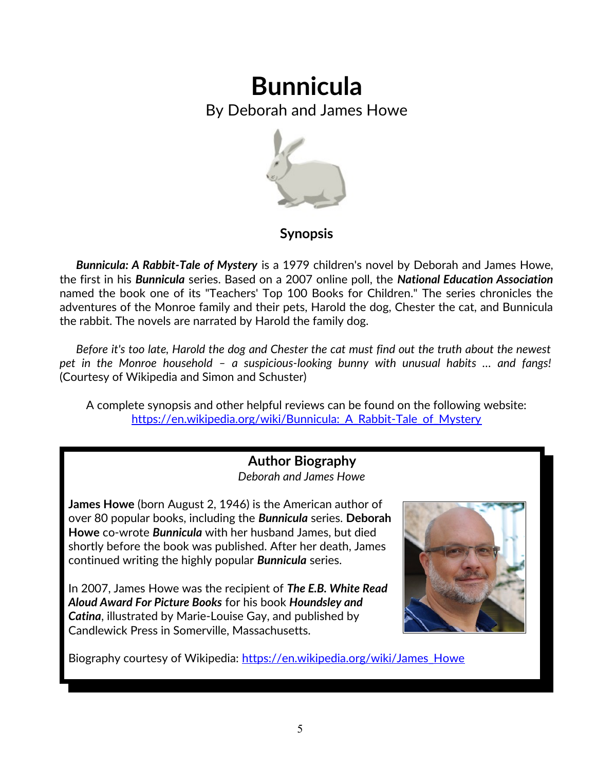# Bunnicula

By Deborah and James Howe

## Synopsis

***Bunnicula: A Rabbit-Tale of Mystery*** is a 1979 children's novel by Deborah and James Howe, the first in his ***Bunnicula*** series. Based on a 2007 online poll, the ***National Education Association*** named the book one of its "Teachers' Top 100 Books for Children." The series chronicles the adventures of the Monroe family and their pets, Harold the dog, Chester the cat, and Bunnicula the rabbit. The novels are narrated by Harold the family dog.

*Before it's too late, Harold the dog and Chester the cat must find out the truth about the newest pet in the Monroe household – a suspicious-looking bunny with unusual habits … and fangs!* (Courtesy of Wikipedia and Simon and Schuster)

A complete synopsis and other helpful reviews can be found on the following website: https://en.wikipedia.org/wiki/Bunnicula:_A_Rabbit-Tale_of_Mystery

## Author Biography

*Deborah and James Howe*

**James Howe** (born August 2, 1946) is the American author of over 80 popular books, including the ***Bunnicula*** series. **Deborah Howe** co-wrote ***Bunnicula*** with her husband James, but died shortly before the book was published. After her death, James continued writing the highly popular ***Bunnicula*** series.

In 2007, James Howe was the recipient of ***The E.B. White Read Aloud Award For Picture Books*** for his book ***Houndsley and Catina***, illustrated by Marie-Louise Gay, and published by Candlewick Press in Somerville, Massachusetts.

Biography courtesy of Wikipedia: https://en.wikipedia.org/wiki/James_Howe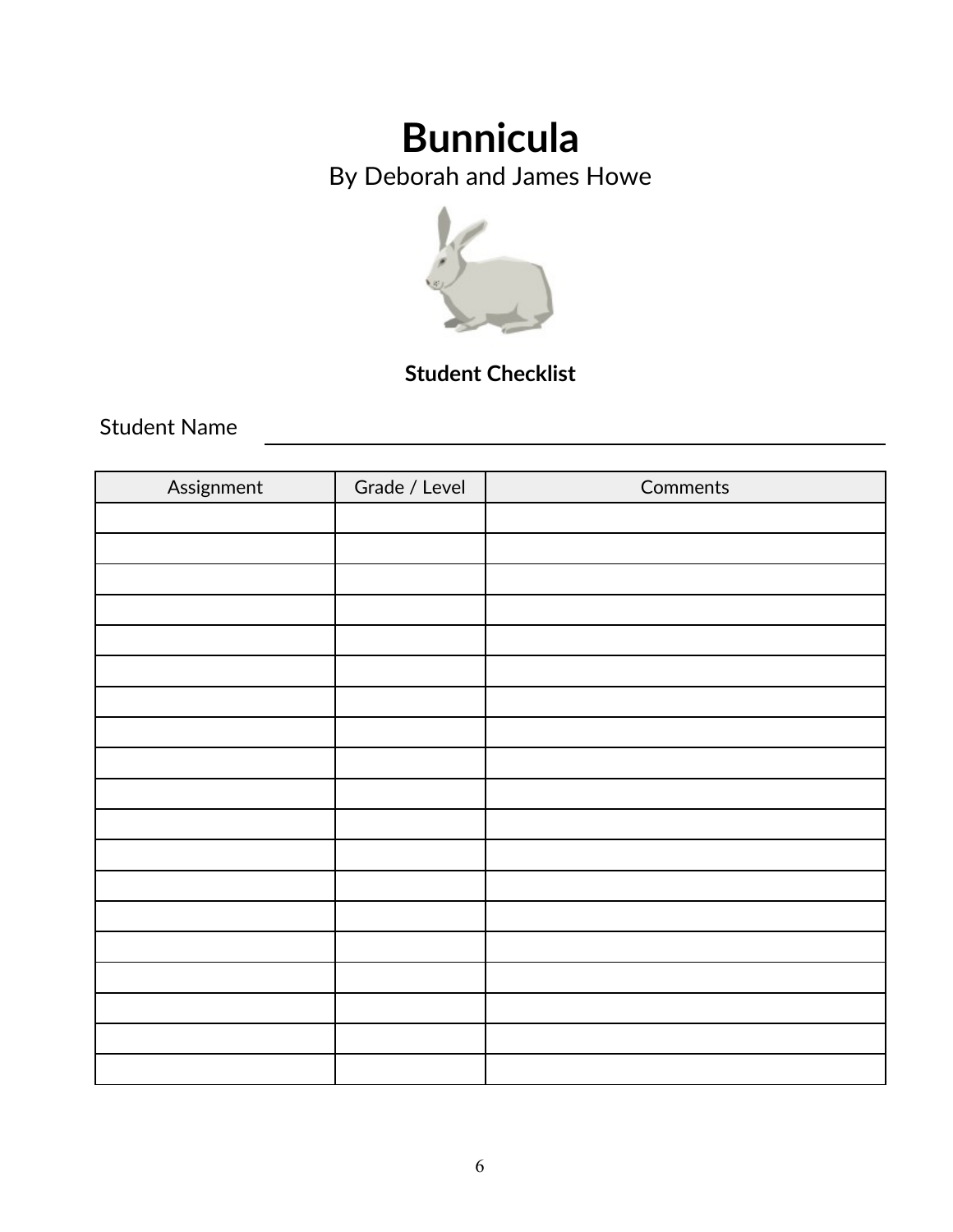# Bunnicula

By Deborah and James Howe

**Student Checklist**

Student Name \_\_\_\_\_\_\_\_\_\_\_\_\_\_\_\_\_\_\_\_\_\_\_\_\_\_\_\_\_\_\_\_\_\_\_\_\_\_\_\_

| Assignment | Grade / Level | Comments |
| --- | --- | --- |
| | | |
| | | |
| | | |
| | | |
| | | |
| | | |
| | | |
| | | |
| | | |
| | | |
| | | |
| | | |
| | | |
| | | |
| | | |
| | | |
| | | |
| | | |
| | | |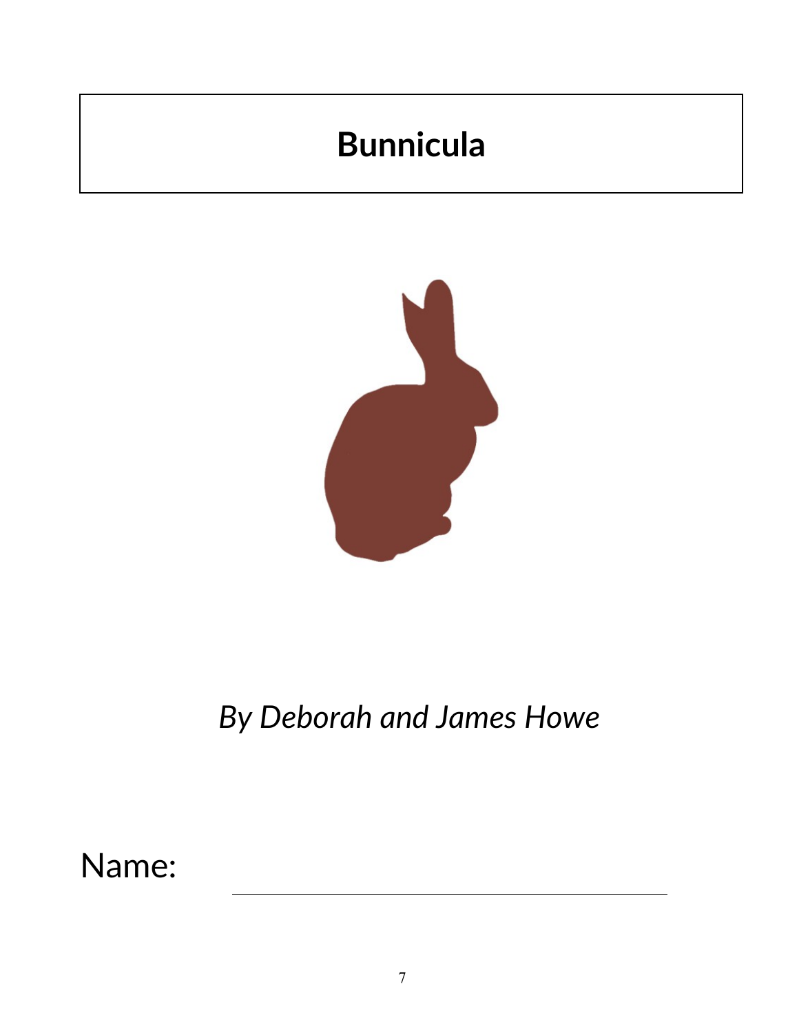# Bunnicula

*By Deborah and James Howe*

Name: ______________________________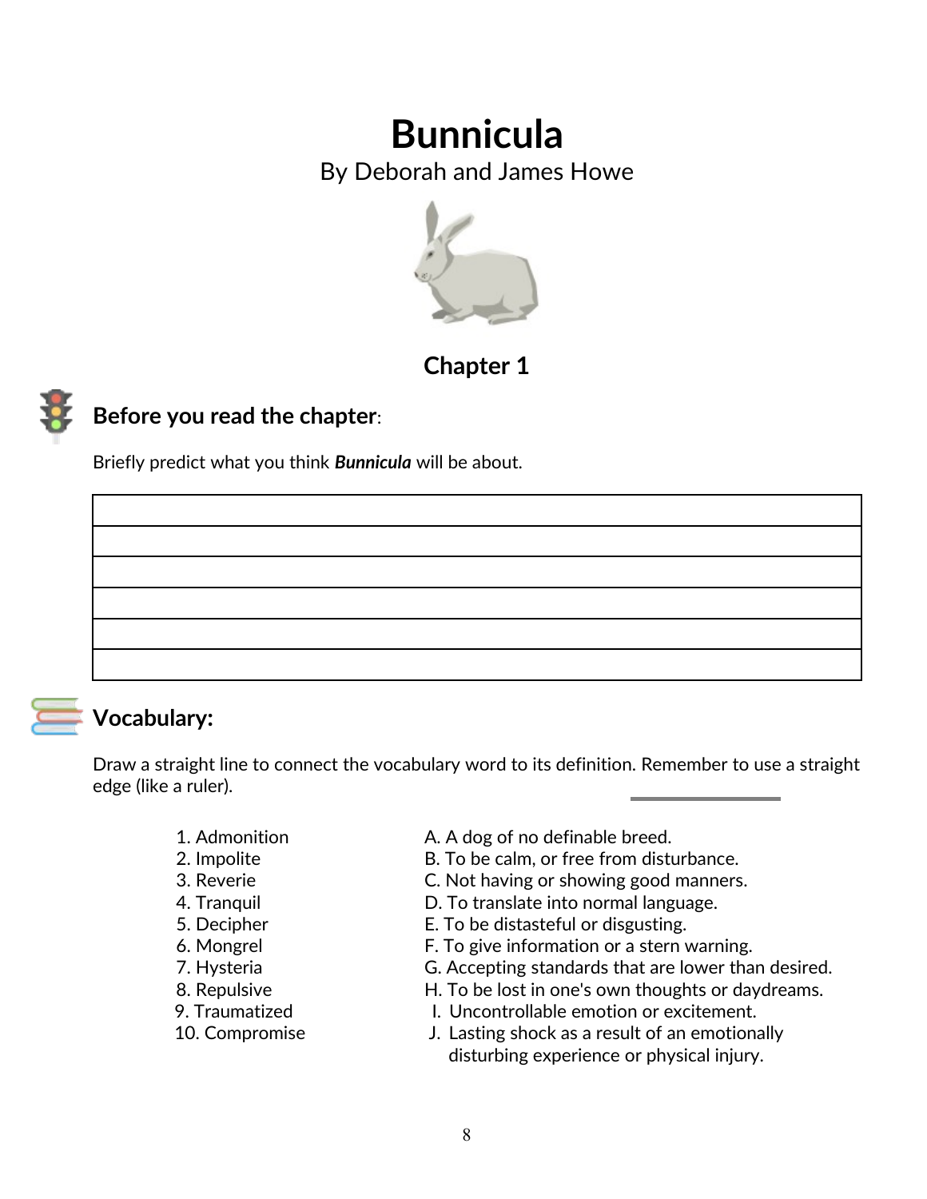# Bunnicula

By Deborah and James Howe

## Chapter 1

### Before you read the chapter:

Briefly predict what you think ***Bunnicula*** will be about.

| |
|---|
| |
| |
| |
| |
| |

### Vocabulary:

Draw a straight line to connect the vocabulary word to its definition. Remember to use a straight edge (like a ruler).

| | |
|---|---|
| 1. Admonition | A. A dog of no definable breed. |
| 2. Impolite | B. To be calm, or free from disturbance. |
| 3. Reverie | C. Not having or showing good manners. |
| 4. Tranquil | D. To translate into normal language. |
| 5. Decipher | E. To be distasteful or disgusting. |
| 6. Mongrel | F. To give information or a stern warning. |
| 7. Hysteria | G. Accepting standards that are lower than desired. |
| 8. Repulsive | H. To be lost in one's own thoughts or daydreams. |
| 9. Traumatized | I. Uncontrollable emotion or excitement. |
| 10. Compromise | J. Lasting shock as a result of an emotionally disturbing experience or physical injury. |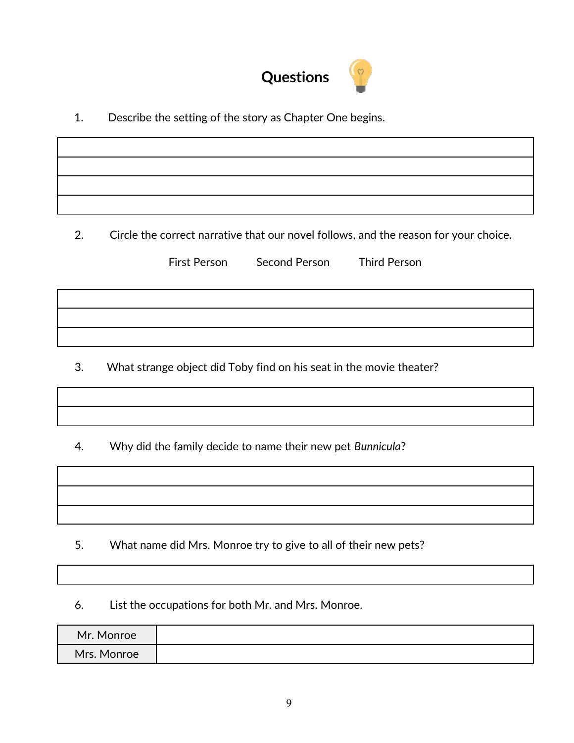# Questions

1. Describe the setting of the story as Chapter One begins.

| |
|---|
| |
| |
| |
| |

2. Circle the correct narrative that our novel follows, and the reason for your choice.

First Person Second Person Third Person

| |
|---|
| |
| |
| |

3. What strange object did Toby find on his seat in the movie theater?

| |
|---|
| |
| |

4. Why did the family decide to name their new pet *Bunnicula*?

| |
|---|
| |
| |
| |

5. What name did Mrs. Monroe try to give to all of their new pets?

| |
|---|
| |

6. List the occupations for both Mr. and Mrs. Monroe.

| | |
|---|---|
| Mr. Monroe | |
| Mrs. Monroe | |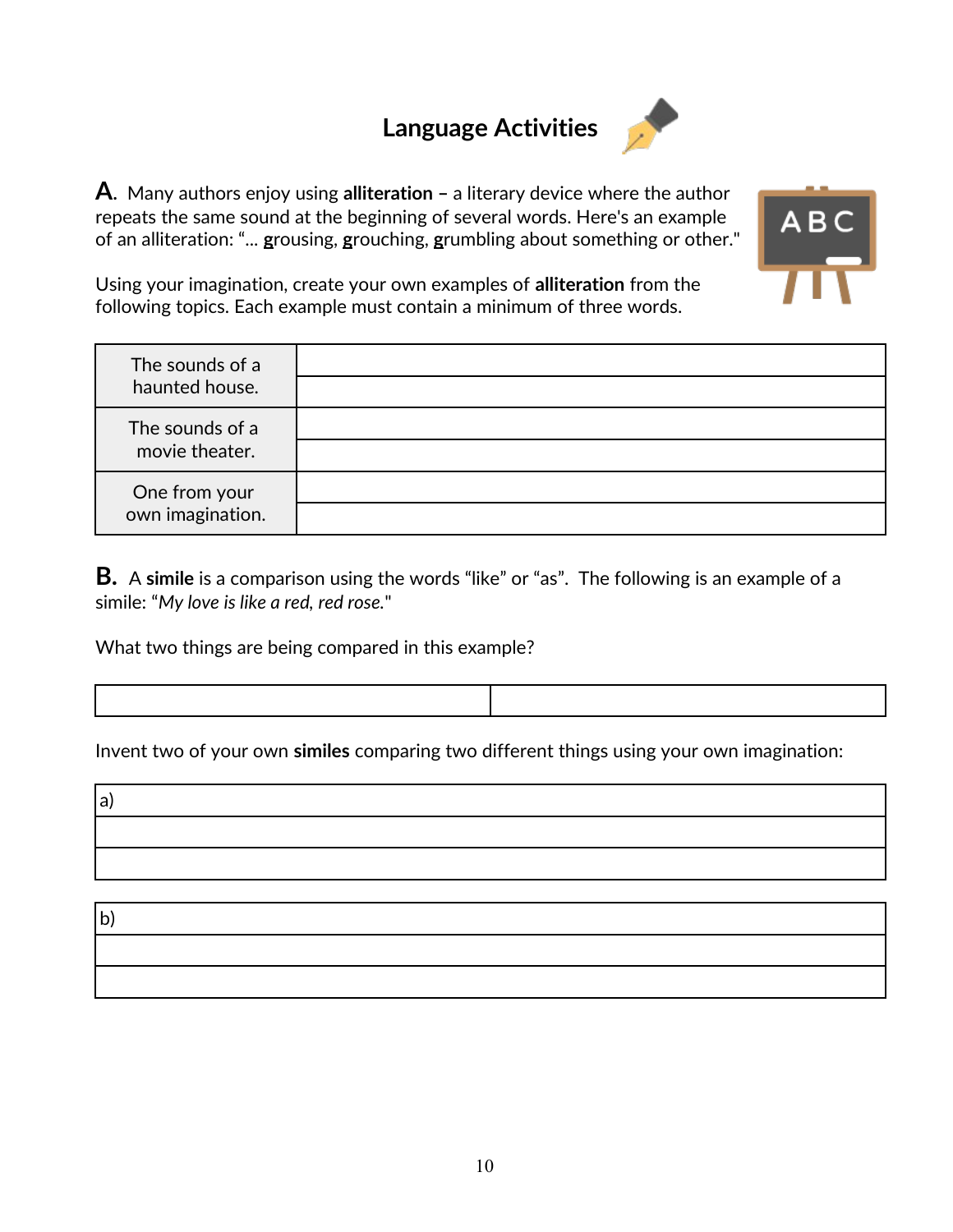# Language Activities

**A.** Many authors enjoy using **alliteration –** a literary device where the author repeats the same sound at the beginning of several words. Here's an example of an alliteration: "... **g**rousing, **g**rouching, **g**rumbling about something or other."

Using your imagination, create your own examples of **alliteration** from the following topics. Each example must contain a minimum of three words.

| | |
|---|---|
| The sounds of a haunted house. | |
| | |
| The sounds of a movie theater. | |
| | |
| One from your own imagination. | |
| | |

**B.** A **simile** is a comparison using the words "like" or "as". The following is an example of a simile: "*My love is like a red, red rose.*"

What two things are being compared in this example?

| | |
|---|---|
| | |

Invent two of your own **similes** comparing two different things using your own imagination:

| |
|---|
| a) |
| |
| |

| |
|---|
| b) |
| |
| |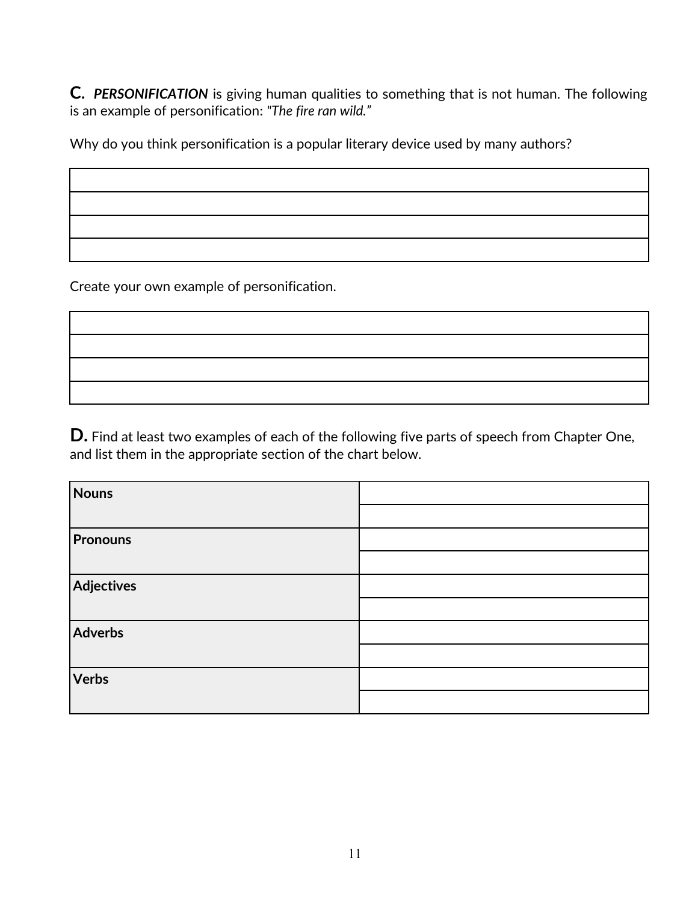**C.** ***PERSONIFICATION*** is giving human qualities to something that is not human. The following is an example of personification: *"The fire ran wild."*

Why do you think personification is a popular literary device used by many authors?

| |
|---|
| |
| |
| |
| |

Create your own example of personification.

| |
|---|
| |
| |
| |
| |

**D.** Find at least two examples of each of the following five parts of speech from Chapter One, and list them in the appropriate section of the chart below.

| | |
|---|---|
| **Nouns** | |
| | |
| **Pronouns** | |
| | |
| **Adjectives** | |
| | |
| **Adverbs** | |
| | |
| **Verbs** | |
| | |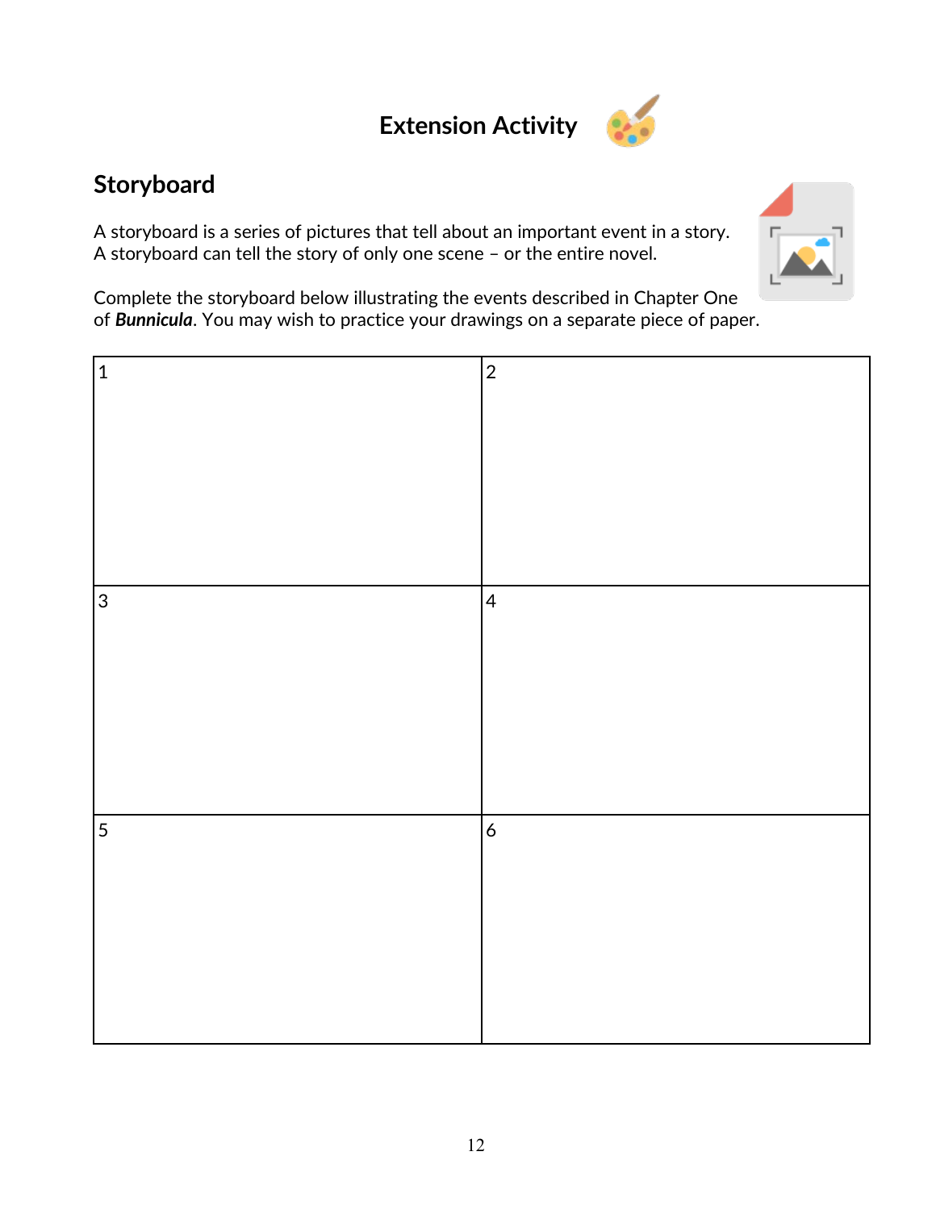## Extension Activity

### Storyboard

A storyboard is a series of pictures that tell about an important event in a story. A storyboard can tell the story of only one scene – or the entire novel.

Complete the storyboard below illustrating the events described in Chapter One of ***Bunnicula***. You may wish to practice your drawings on a separate piece of paper.

| | |
|---|---|
| 1 | 2 |
| 3 | 4 |
| 5 | 6 |